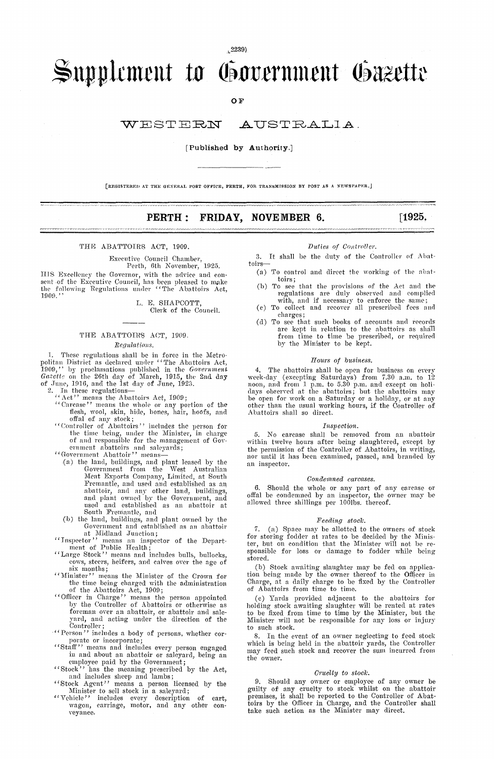(2239)

# Supplement to Government Gazette

OF

# WESTERN AUSTRALIA.

[Published by Authority.]

[REGISTERED AT THE GENERAL POST OFFICE, PERTH, FOR TRANSMISSION BY POST AS A NEWSPAPER.]

PERTH: FRIDAY, NOVEMBER 6. [1925.

## THE ABATTOIRS ACT, 1909.

Executive Council Chamber,
Perth, 6th November, 1925.

HIS Excellency the Governor, with the advice and consent of the Executive Council, has been pleased to make the following Regulations under "The Abattoirs Act, 1909."

L. E. SHAPCOTT,
Clerk of the Council.

---

## THE ABATTOIRS ACT, 1909.

*Regulations.*

1. These regulations shall be in force in the Metropolitan District as declared under "The Abattoirs Act, 1909," by proclamations published in the *Government Gazette* on the 26th day of March, 1915, the 2nd day of June, 1916, and the 1st day of June, 1923.

2. In these regulations—

"Act" means the Abattoirs Act, 1909;

"Carcase" means the whole or any portion of the flesh, wool, skin, hide, bones, hair, hoofs, and offal of any stock;

"Controller of Abattoirs" includes the person for the time being, under the Minister, in charge of and responsible for the management of Government abattoirs and saleyards;

"Government Abattoir" means—

(a) the land, buildings, and plant leased by the Government from the West Australian Meat Exports Company, Limited, at South Fremantle, and used and established as an abattoir, and any other land, buildings, and plant owned by the Government, and used and established as an abattoir at South Fremantle, and

(b) the land, buildings, and plant owned by the Government and established as an abattoir at Midland Junction;

"Inspector" means an inspector of the Department of Public Health;

"Large Stock" means and includes bulls, bullocks, cows, steers, heifers, and calves over the age of six months;

"Minister" means the Minister of the Crown for the time being charged with the administration of the Abattoirs Act, 1909;

"Officer in Charge" means the person appointed by the Controller of Abattoirs or otherwise as foreman over an abattoir, or abattoir and saleyard, and acting under the direction of the Controller;

"Person" includes a body of persons, whether corporate or incorporate;

"Staff" means and includes every person engaged in and about an abattoir or saleyard, being an employee paid by the Government;

"Stock" has the meaning prescribed by the Act, and includes sheep and lambs;

"Stock Agent" means a person licensed by the Minister to sell stock in a saleyard;

"Vehicle" includes every description of cart, wagon, carriage, motor, and any other conveyance.

### *Duties of Controller.*

3. It shall be the duty of the Controller of Abattoirs—

(a) To control and direct the working of the abattoirs;

(b) To see that the provisions of the Act and the regulations are duly observed and complied with, and if necessary to enforce the same;

(c) To collect and recover all prescribed fees and charges;

(d) To see that such books of accounts and records are kept in relation to the abattoirs as shall from time to time be prescribed, or required by the Minister to be kept.

### *Hours of business.*

4. The abattoirs shall be open for business on every week-day (excepting Saturdays) from 7.30 a.m. to 12 noon, and from 1 p.m. to 5.30 p.m. and except on holidays observed at the abattoirs; but the abattoirs may be open for work on a Saturday or a holiday, or at any other than the usual working hours, if the Controller of Abattoirs shall so direct.

### *Inspection.*

5. No carcase shall be removed from an abattoir within twelve hours after being slaughtered, except by the permission of the Controller of Abattoirs, in writing, nor until it has been examined, passed, and branded by an inspector.

### *Condemned carcases.*

6. Should the whole or any part of any carcase or offal be condemned by an inspector, the owner may be allowed three shillings per 100lbs. thereof.

### *Feeding stock.*

7. (a) Space may be allotted to the owners of stock for storing fodder at rates to be decided by the Minister, but on condition that the Minister will not be responsible for loss or damage to fodder while being stored.

(b) Stock awaiting slaughter may be fed on application being made by the owner thereof to the Officer in Charge, at a daily charge to be fixed by the Controller of Abattoirs from time to time.

(c) Yards provided adjacent to the abattoirs for holding stock awaiting slaughter will be rented at rates to be fixed from time to time by the Minister, but the Minister will not be responsible for any loss or injury to such stock.

8. In the event of an owner neglecting to feed stock which is being held in the abattoir yards, the Controller may feed such stock and recover the sum incurred from the owner.

### *Cruelty to stock.*

9. Should any owner or employee of any owner be guilty of any cruelty to stock whilst on the abattoir premises, it shall be reported to the Controller of Abattoirs by the Officer in Charge, and the Controller shall take such action as the Minister may direct.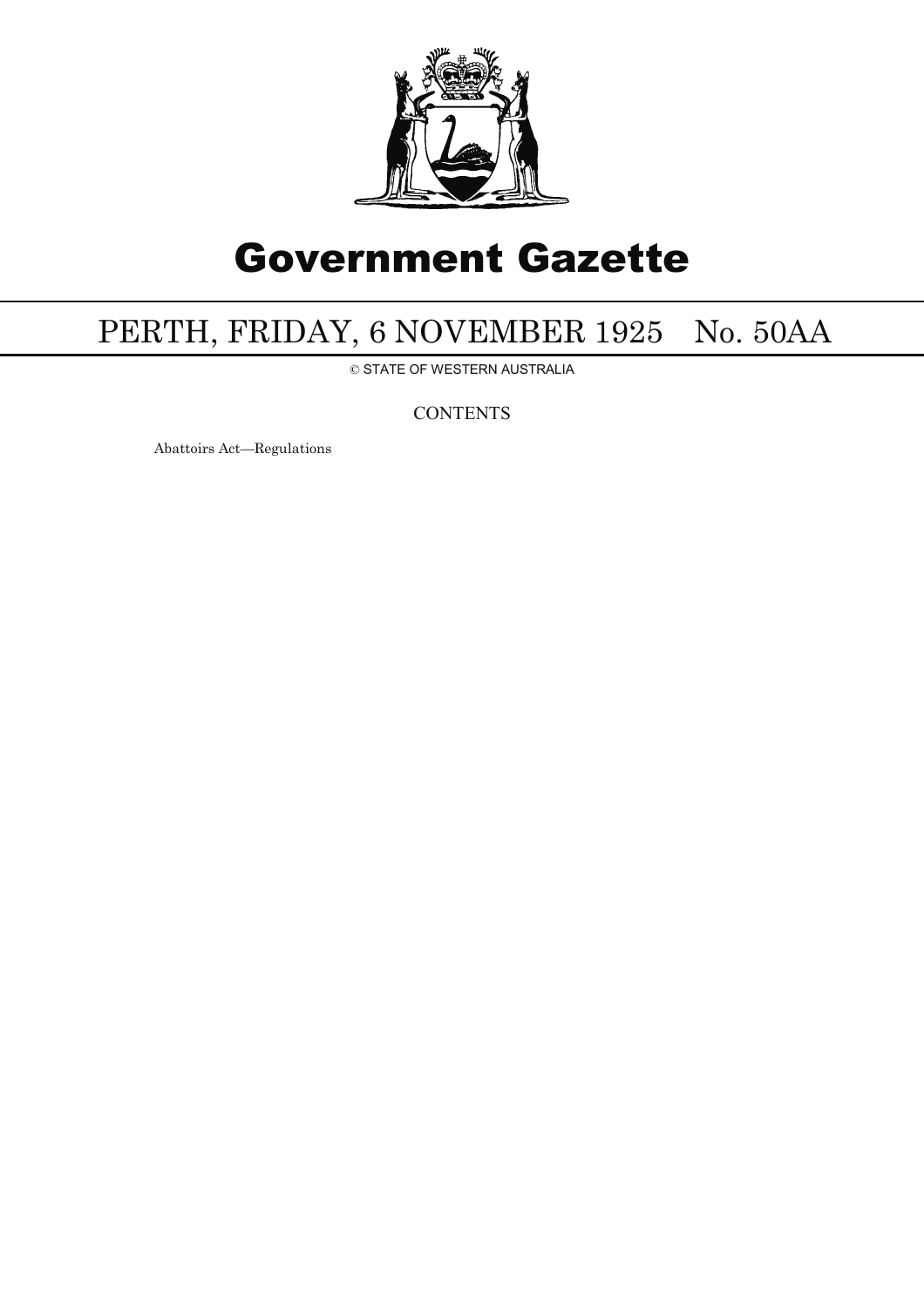# Government Gazette

## PERTH, FRIDAY, 6 NOVEMBER 1925    No. 50AA

© STATE OF WESTERN AUSTRALIA

CONTENTS

Abattoirs Act—Regulations